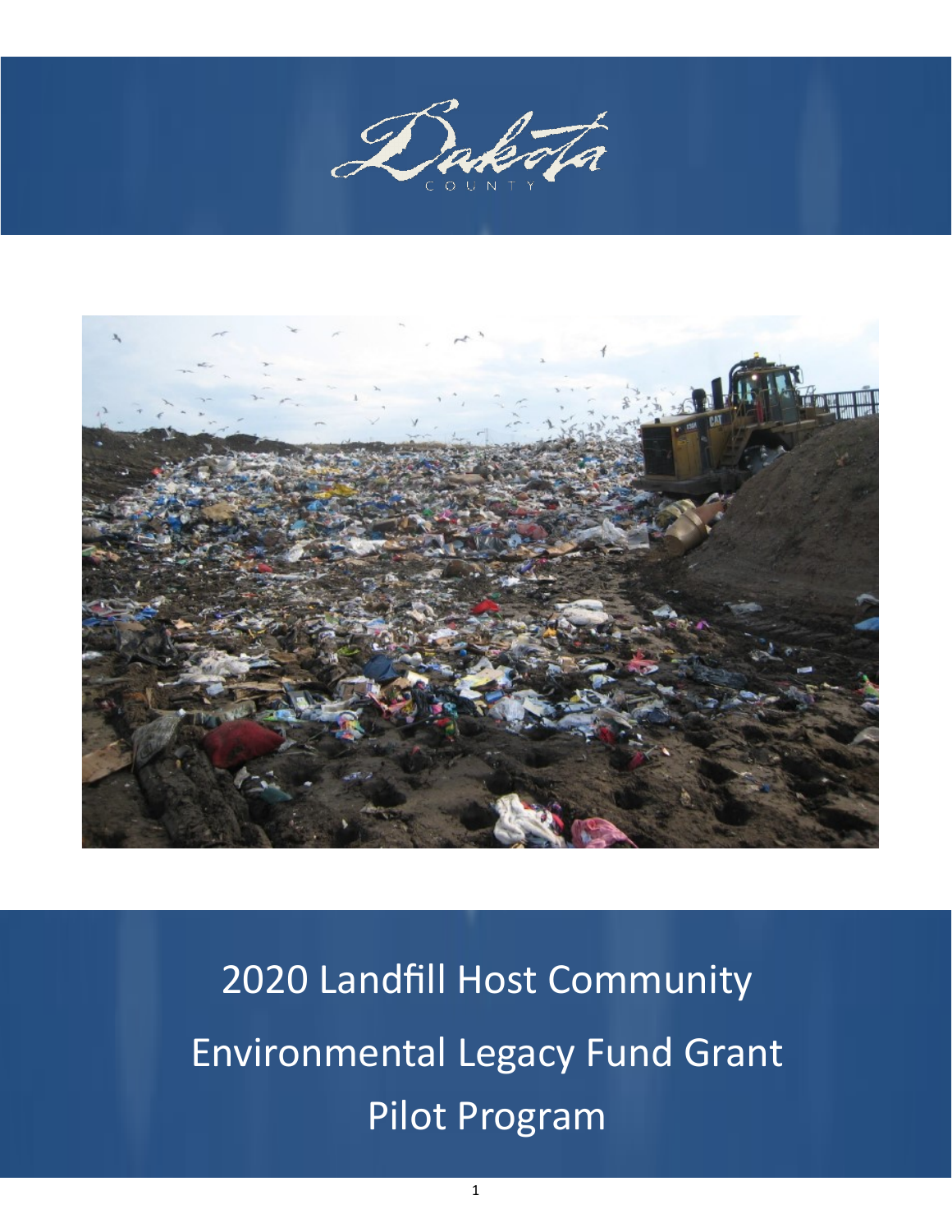Dakota County

# 2020 Landfill Host Community Environmental Legacy Fund Grant Pilot Program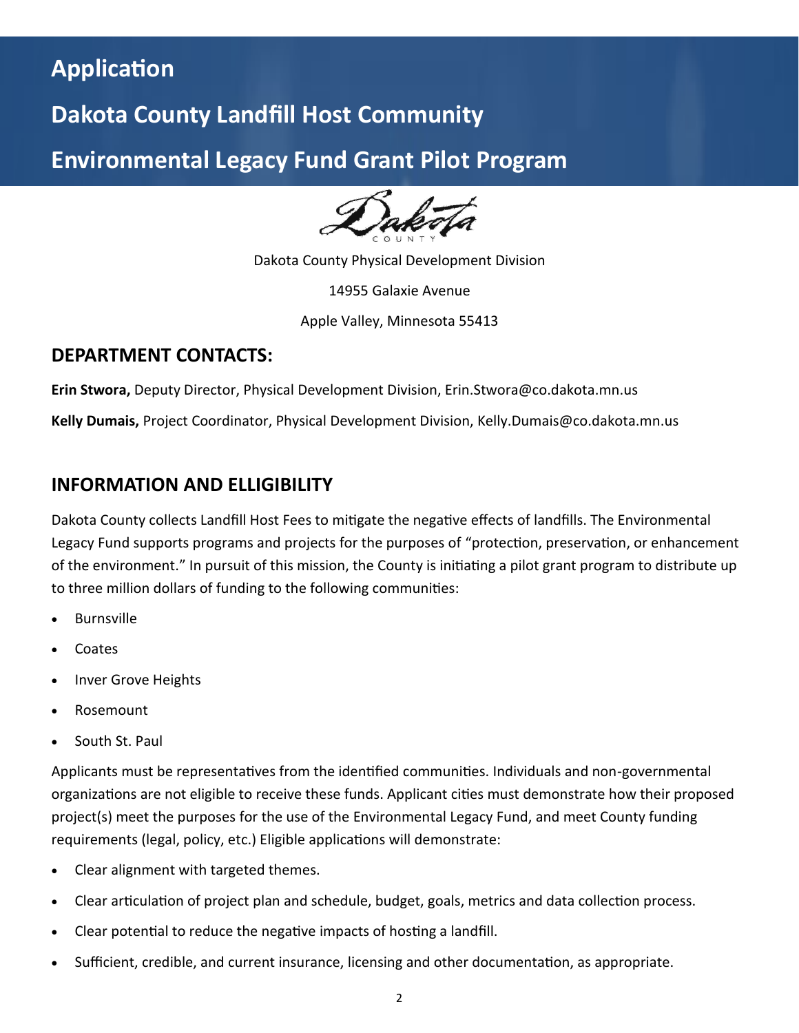# Application

# Dakota County Landfill Host Community

# Environmental Legacy Fund Grant Pilot Program

Dakota County Physical Development Division

14955 Galaxie Avenue

Apple Valley, Minnesota 55413

## DEPARTMENT CONTACTS:

**Erin Stwora,** Deputy Director, Physical Development Division, Erin.Stwora@co.dakota.mn.us

**Kelly Dumais,** Project Coordinator, Physical Development Division, Kelly.Dumais@co.dakota.mn.us

## INFORMATION AND ELLIGIBILITY

Dakota County collects Landfill Host Fees to mitigate the negative effects of landfills. The Environmental Legacy Fund supports programs and projects for the purposes of "protection, preservation, or enhancement of the environment." In pursuit of this mission, the County is initiating a pilot grant program to distribute up to three million dollars of funding to the following communities:

- Burnsville
- Coates
- Inver Grove Heights
- Rosemount
- South St. Paul

Applicants must be representatives from the identified communities. Individuals and non-governmental organizations are not eligible to receive these funds. Applicant cities must demonstrate how their proposed project(s) meet the purposes for the use of the Environmental Legacy Fund, and meet County funding requirements (legal, policy, etc.) Eligible applications will demonstrate:

- Clear alignment with targeted themes.
- Clear articulation of project plan and schedule, budget, goals, metrics and data collection process.
- Clear potential to reduce the negative impacts of hosting a landfill.
- Sufficient, credible, and current insurance, licensing and other documentation, as appropriate.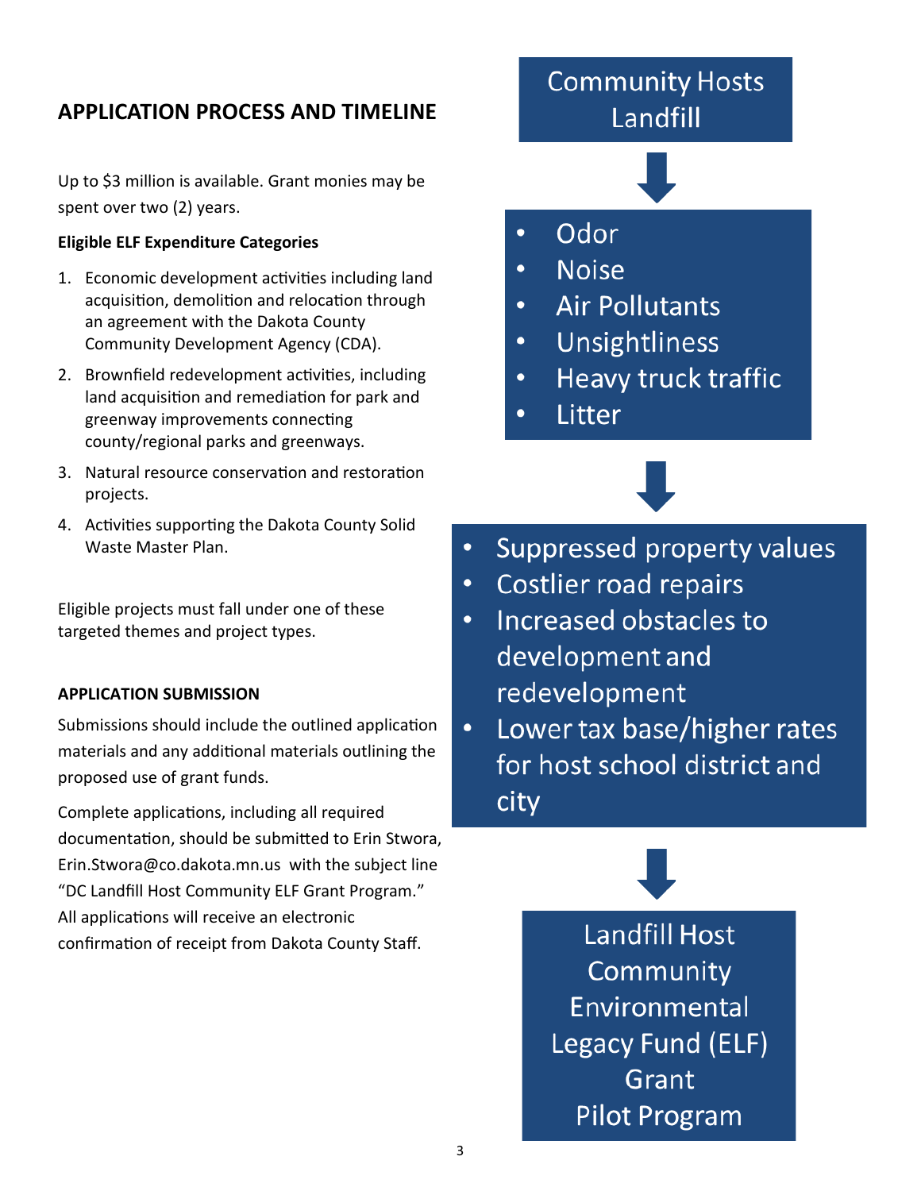## APPLICATION PROCESS AND TIMELINE

Up to $3 million is available. Grant monies may be spent over two (2) years.

**Eligible ELF Expenditure Categories**

1. Economic development activities including land acquisition, demolition and relocation through an agreement with the Dakota County Community Development Agency (CDA).
2. Brownfield redevelopment activities, including land acquisition and remediation for park and greenway improvements connecting county/regional parks and greenways.
3. Natural resource conservation and restoration projects.
4. Activities supporting the Dakota County Solid Waste Master Plan.

Eligible projects must fall under one of these targeted themes and project types.

**APPLICATION SUBMISSION**

Submissions should include the outlined application materials and any additional materials outlining the proposed use of grant funds.

Complete applications, including all required documentation, should be submitted to Erin Stwora, Erin.Stwora@co.dakota.mn.us with the subject line "DC Landfill Host Community ELF Grant Program." All applications will receive an electronic confirmation of receipt from Dakota County Staff.

**Community Hosts Landfill**

↓

- Odor
- Noise
- Air Pollutants
- Unsightliness
- Heavy truck traffic
- Litter

↓

- Suppressed property values
- Costlier road repairs
- Increased obstacles to development and redevelopment
- Lower tax base/higher rates for host school district and city

↓

**Landfill Host Community Environmental Legacy Fund (ELF) Grant Pilot Program**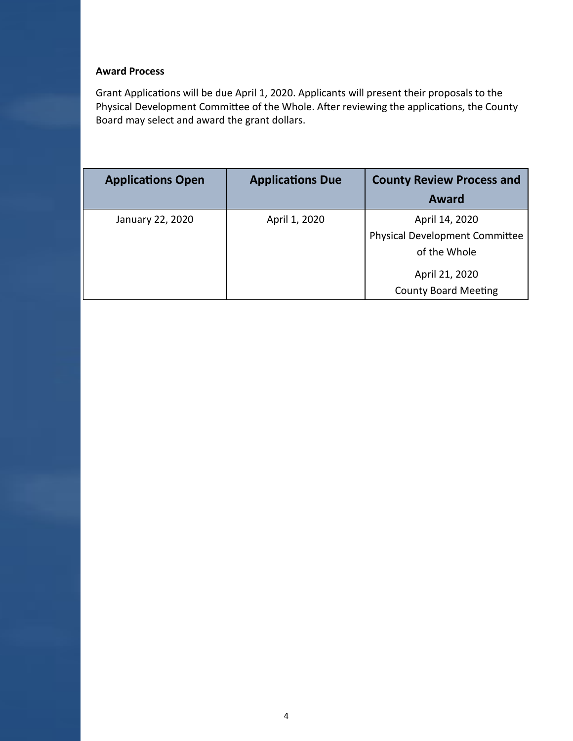**Award Process**

Grant Applications will be due April 1, 2020. Applicants will present their proposals to the Physical Development Committee of the Whole. After reviewing the applications, the County Board may select and award the grant dollars.

| Applications Open | Applications Due | County Review Process and Award |
|---|---|---|
| January 22, 2020 | April 1, 2020 | April 14, 2020<br>Physical Development Committee of the Whole<br><br>April 21, 2020<br>County Board Meeting |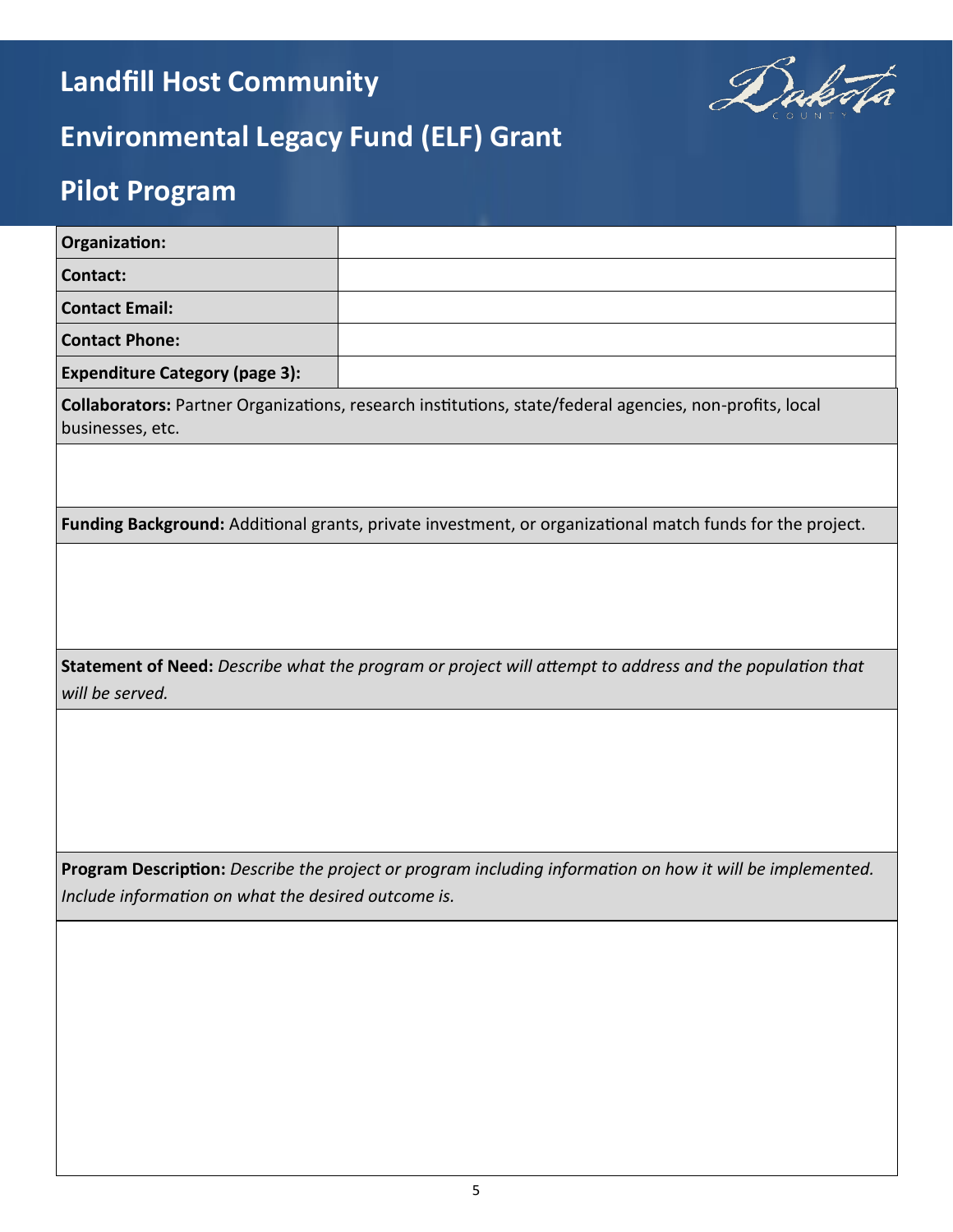# Landfill Host Community

# Environmental Legacy Fund (ELF) Grant

# Pilot Program

| Organization: | |
|---|---|
| Contact: | |
| Contact Email: | |
| Contact Phone: | |
| Expenditure Category (page 3): | |

**Collaborators:** Partner Organizations, research institutions, state/federal agencies, non-profits, local businesses, etc.

**Funding Background:** Additional grants, private investment, or organizational match funds for the project.

**Statement of Need:** *Describe what the program or project will attempt to address and the population that will be served.*

**Program Description:** *Describe the project or program including information on how it will be implemented. Include information on what the desired outcome is.*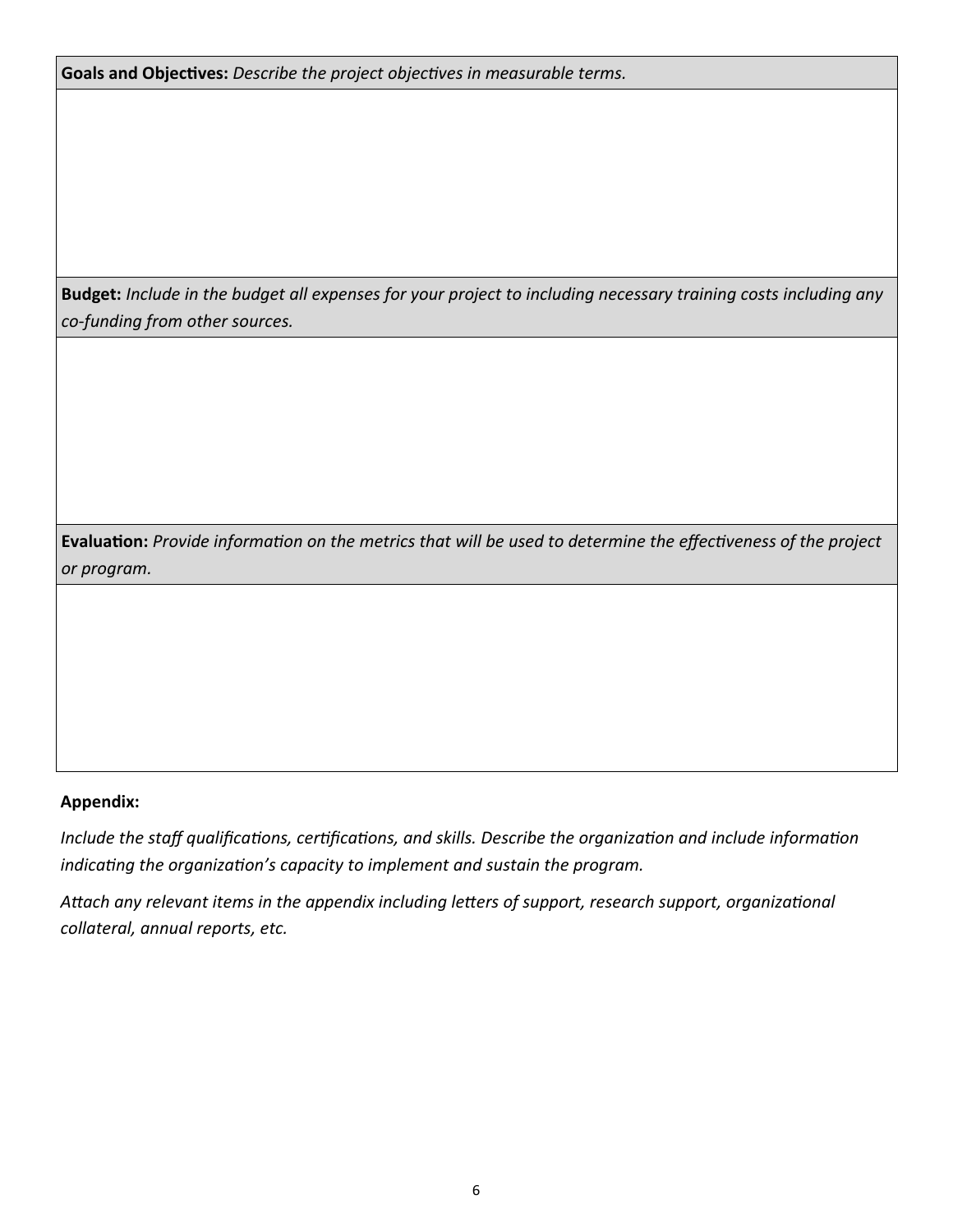| **Goals and Objectives:** *Describe the project objectives in measurable terms.* |
| --- |
| |
| **Budget:** *Include in the budget all expenses for your project to including necessary training costs including any co-funding from other sources.* |
| |
| **Evaluation:** *Provide information on the metrics that will be used to determine the effectiveness of the project or program.* |
| |

**Appendix:**

*Include the staff qualifications, certifications, and skills. Describe the organization and include information indicating the organization's capacity to implement and sustain the program.*

*Attach any relevant items in the appendix including letters of support, research support, organizational collateral, annual reports, etc.*